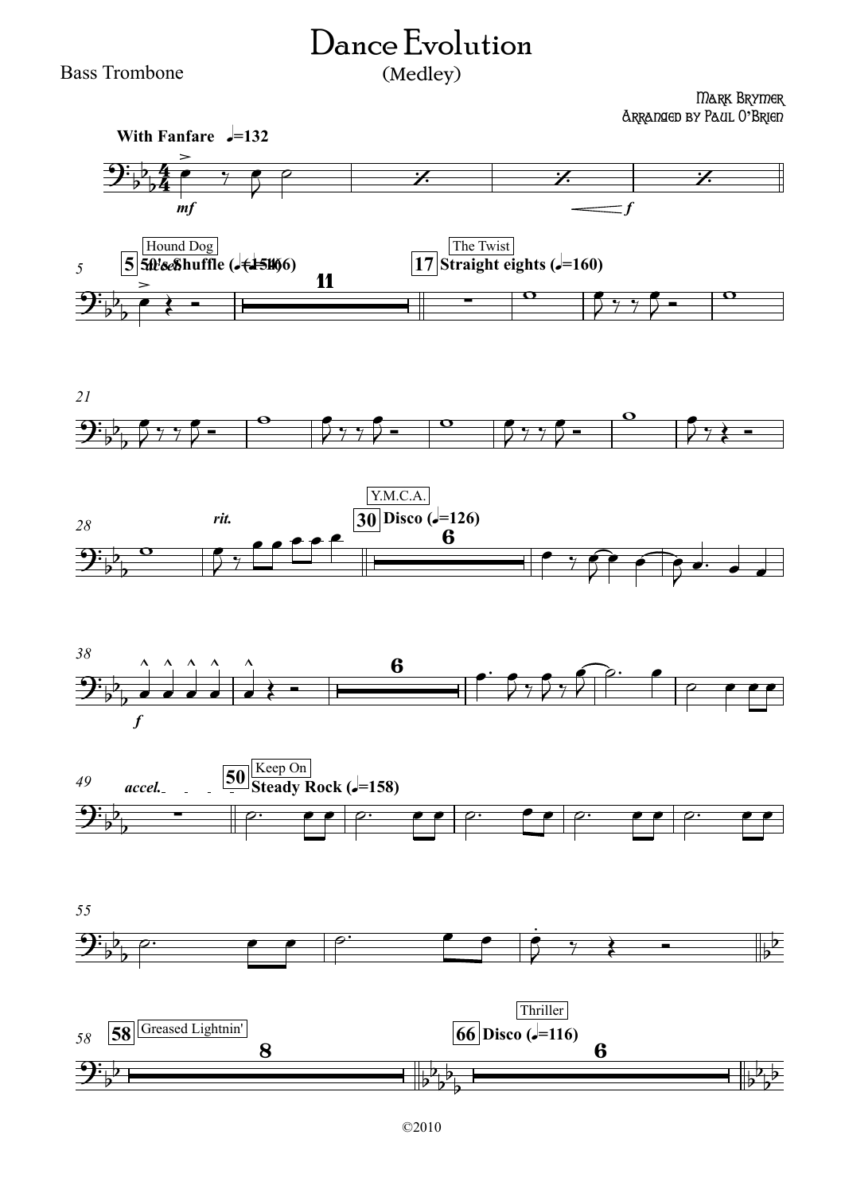# Dance Evolution

(Medley)

Bass Trombone

Mark Brymer
Arranged by Paul O'Brien

**With Fanfare** ♩=132

*mf* *f*

5 Hound Dog — 50's Shuffle (♩=156) *accel.* 11

17 The Twist — Straight eights (♩=160)

21

28 *rit.*

30 Y.M.C.A. — Disco (♩=126) 6

38 *f* 6

49 *accel.*

50 Keep On — Steady Rock (♩=158)

55

58 Greased Lightnin' 8

66 Thriller — Disco (♩=116) 6

©2010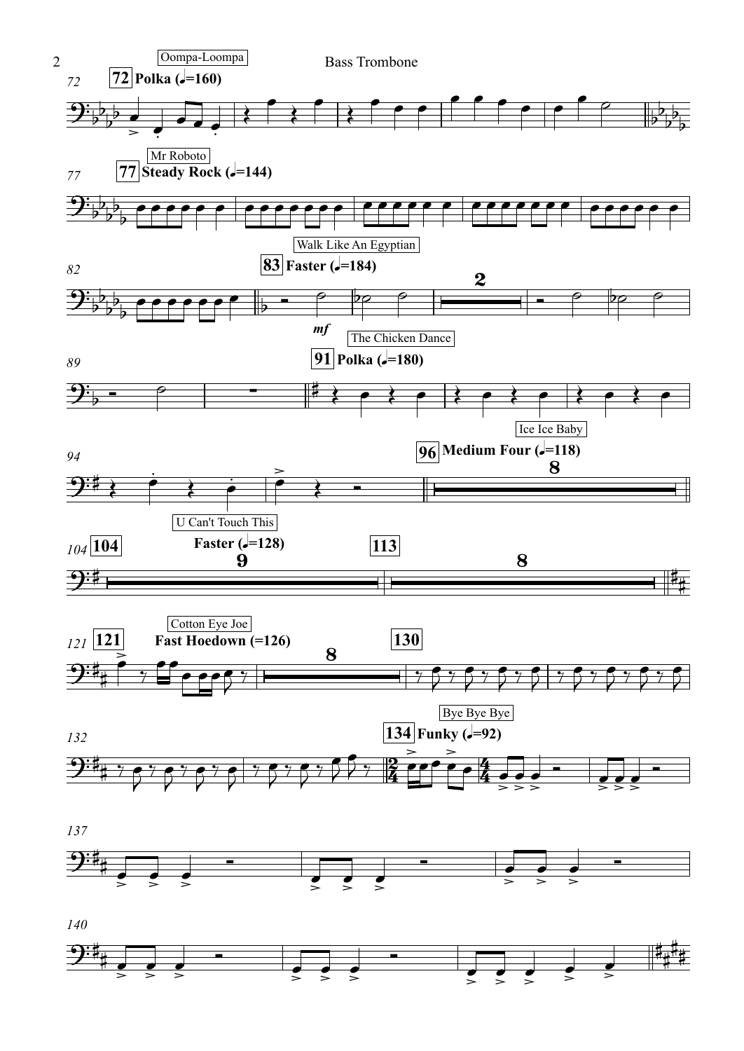Oompa-Loompa

**72** Polka (♩=160)

Mr Roboto

**77** Steady Rock (♩=144)

Walk Like An Egyptian

**83** Faster (♩=184)

*mf*

2

The Chicken Dance

**91** Polka (♩=180)

Ice Ice Baby

**96** Medium Four (♩=118)

8

U Can't Touch This

**104** Faster (♩=128)

9

**113**

8

Cotton Eye Joe

**121** Fast Hoedown (=126)

8

**130**

Bye Bye Bye

**134** Funky (♩=92)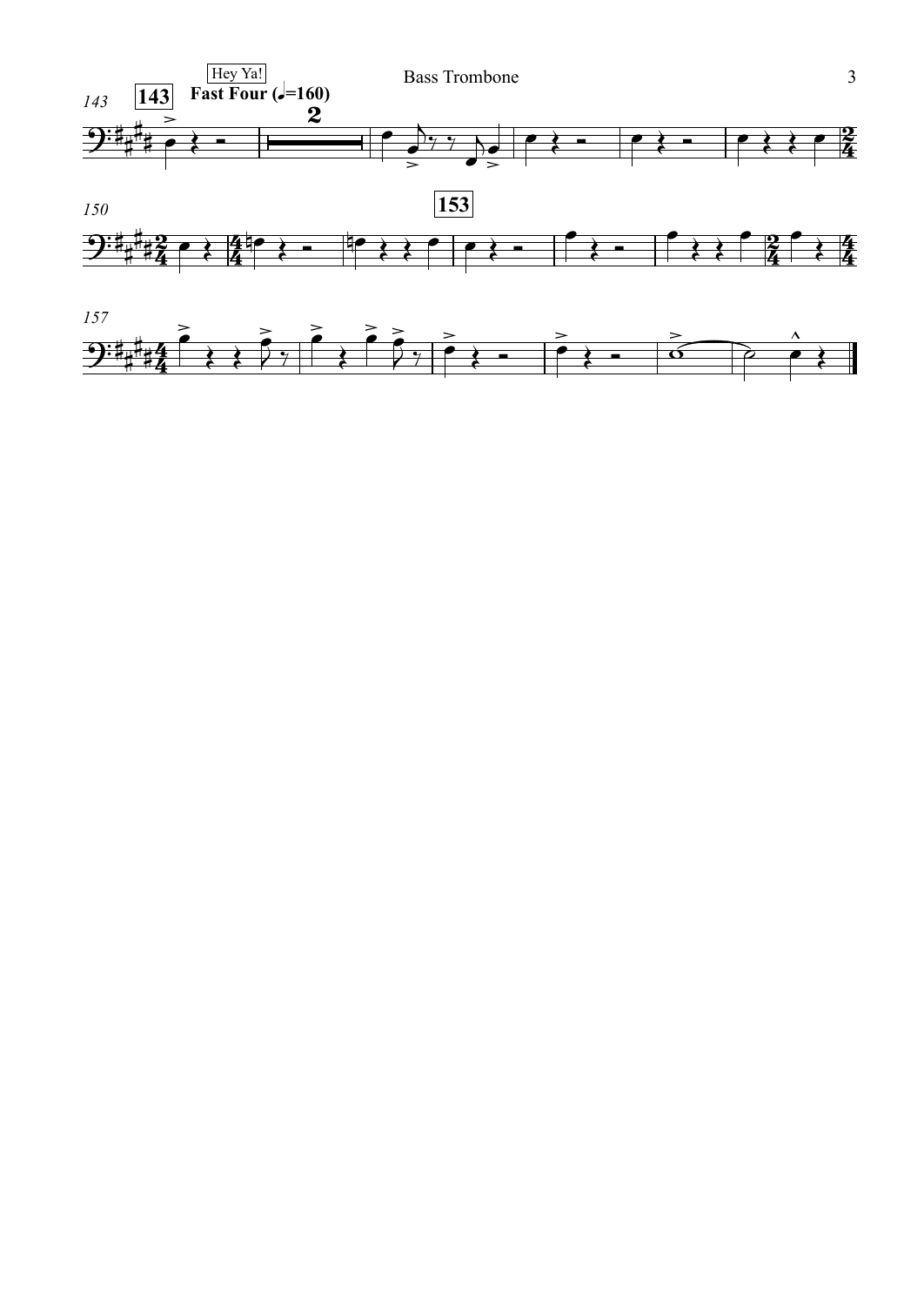Hey Ya!

**Fast Four (♩=160)**